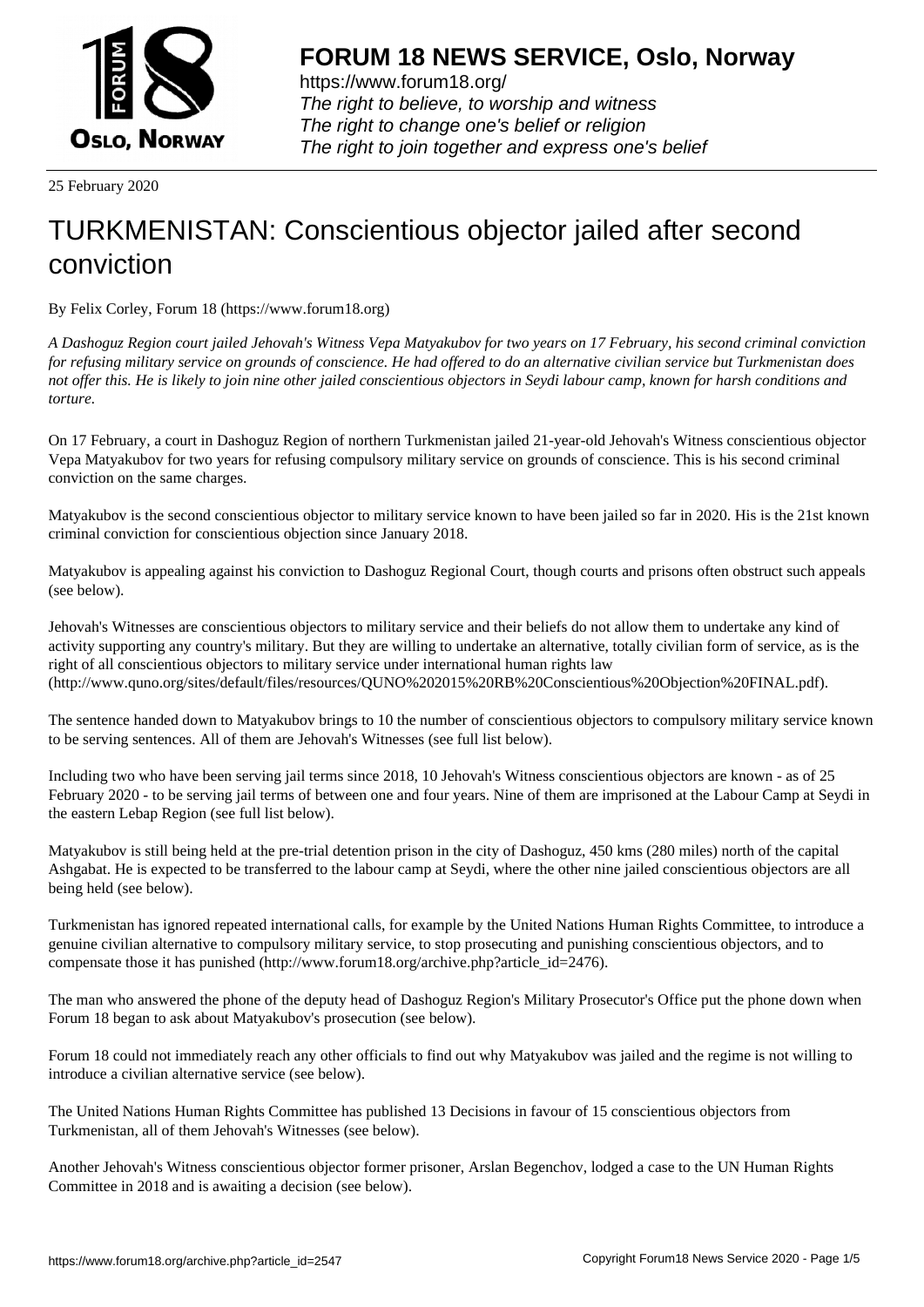**FORUM 18 NEWS SERVICE, Oslo, Norway**

https://www.forum18.org/
*The right to believe, to worship and witness*
*The right to change one's belief or religion*
*The right to join together and express one's belief*

25 February 2020

# TURKMENISTAN: Conscientious objector jailed after second conviction

By Felix Corley, Forum 18 (https://www.forum18.org)

*A Dashoguz Region court jailed Jehovah's Witness Vepa Matyakubov for two years on 17 February, his second criminal conviction for refusing military service on grounds of conscience. He had offered to do an alternative civilian service but Turkmenistan does not offer this. He is likely to join nine other jailed conscientious objectors in Seydi labour camp, known for harsh conditions and torture.*

On 17 February, a court in Dashoguz Region of northern Turkmenistan jailed 21-year-old Jehovah's Witness conscientious objector Vepa Matyakubov for two years for refusing compulsory military service on grounds of conscience. This is his second criminal conviction on the same charges.

Matyakubov is the second conscientious objector to military service known to have been jailed so far in 2020. His is the 21st known criminal conviction for conscientious objection since January 2018.

Matyakubov is appealing against his conviction to Dashoguz Regional Court, though courts and prisons often obstruct such appeals (see below).

Jehovah's Witnesses are conscientious objectors to military service and their beliefs do not allow them to undertake any kind of activity supporting any country's military. But they are willing to undertake an alternative, totally civilian form of service, as is the right of all conscientious objectors to military service under international human rights law (http://www.quno.org/sites/default/files/resources/QUNO%202015%20RB%20Conscientious%20Objection%20FINAL.pdf).

The sentence handed down to Matyakubov brings to 10 the number of conscientious objectors to compulsory military service known to be serving sentences. All of them are Jehovah's Witnesses (see full list below).

Including two who have been serving jail terms since 2018, 10 Jehovah's Witness conscientious objectors are known - as of 25 February 2020 - to be serving jail terms of between one and four years. Nine of them are imprisoned at the Labour Camp at Seydi in the eastern Lebap Region (see full list below).

Matyakubov is still being held at the pre-trial detention prison in the city of Dashoguz, 450 kms (280 miles) north of the capital Ashgabat. He is expected to be transferred to the labour camp at Seydi, where the other nine jailed conscientious objectors are all being held (see below).

Turkmenistan has ignored repeated international calls, for example by the United Nations Human Rights Committee, to introduce a genuine civilian alternative to compulsory military service, to stop prosecuting and punishing conscientious objectors, and to compensate those it has punished (http://www.forum18.org/archive.php?article_id=2476).

The man who answered the phone of the deputy head of Dashoguz Region's Military Prosecutor's Office put the phone down when Forum 18 began to ask about Matyakubov's prosecution (see below).

Forum 18 could not immediately reach any other officials to find out why Matyakubov was jailed and the regime is not willing to introduce a civilian alternative service (see below).

The United Nations Human Rights Committee has published 13 Decisions in favour of 15 conscientious objectors from Turkmenistan, all of them Jehovah's Witnesses (see below).

Another Jehovah's Witness conscientious objector former prisoner, Arslan Begenchov, lodged a case to the UN Human Rights Committee in 2018 and is awaiting a decision (see below).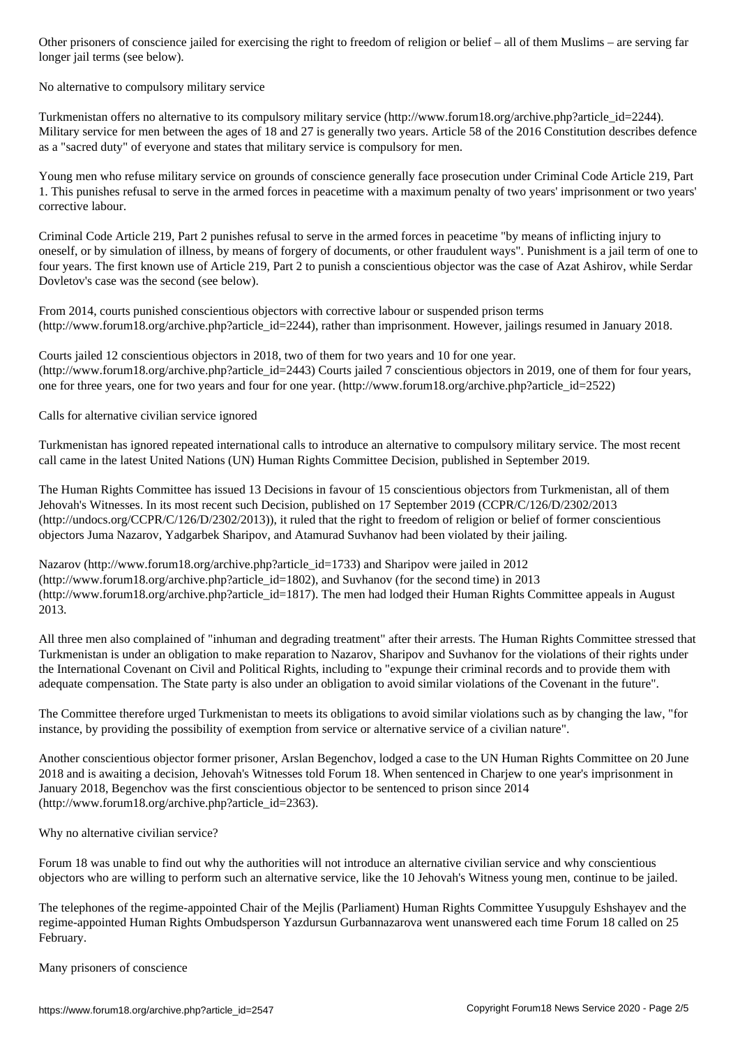Other prisoners of conscience jailed for exercising the right to freedom of religion or belief – all of them Muslims – are serving far longer jail terms (see below).

## No alternative to compulsory military service

Turkmenistan offers no alternative to its compulsory military service (http://www.forum18.org/archive.php?article_id=2244). Military service for men between the ages of 18 and 27 is generally two years. Article 58 of the 2016 Constitution describes defence as a "sacred duty" of everyone and states that military service is compulsory for men.

Young men who refuse military service on grounds of conscience generally face prosecution under Criminal Code Article 219, Part 1. This punishes refusal to serve in the armed forces in peacetime with a maximum penalty of two years' imprisonment or two years' corrective labour.

Criminal Code Article 219, Part 2 punishes refusal to serve in the armed forces in peacetime "by means of inflicting injury to oneself, or by simulation of illness, by means of forgery of documents, or other fraudulent ways". Punishment is a jail term of one to four years. The first known use of Article 219, Part 2 to punish a conscientious objector was the case of Azat Ashirov, while Serdar Dovletov's case was the second (see below).

From 2014, courts punished conscientious objectors with corrective labour or suspended prison terms (http://www.forum18.org/archive.php?article_id=2244), rather than imprisonment. However, jailings resumed in January 2018.

Courts jailed 12 conscientious objectors in 2018, two of them for two years and 10 for one year. (http://www.forum18.org/archive.php?article_id=2443) Courts jailed 7 conscientious objectors in 2019, one of them for four years, one for three years, one for two years and four for one year. (http://www.forum18.org/archive.php?article_id=2522)

## Calls for alternative civilian service ignored

Turkmenistan has ignored repeated international calls to introduce an alternative to compulsory military service. The most recent call came in the latest United Nations (UN) Human Rights Committee Decision, published in September 2019.

The Human Rights Committee has issued 13 Decisions in favour of 15 conscientious objectors from Turkmenistan, all of them Jehovah's Witnesses. In its most recent such Decision, published on 17 September 2019 (CCPR/C/126/D/2302/2013 (http://undocs.org/CCPR/C/126/D/2302/2013)), it ruled that the right to freedom of religion or belief of former conscientious objectors Juma Nazarov, Yadgarbek Sharipov, and Atamurad Suvhanov had been violated by their jailing.

Nazarov (http://www.forum18.org/archive.php?article_id=1733) and Sharipov were jailed in 2012 (http://www.forum18.org/archive.php?article_id=1802), and Suvhanov (for the second time) in 2013 (http://www.forum18.org/archive.php?article_id=1817). The men had lodged their Human Rights Committee appeals in August 2013.

All three men also complained of "inhuman and degrading treatment" after their arrests. The Human Rights Committee stressed that Turkmenistan is under an obligation to make reparation to Nazarov, Sharipov and Suvhanov for the violations of their rights under the International Covenant on Civil and Political Rights, including to "expunge their criminal records and to provide them with adequate compensation. The State party is also under an obligation to avoid similar violations of the Covenant in the future".

The Committee therefore urged Turkmenistan to meets its obligations to avoid similar violations such as by changing the law, "for instance, by providing the possibility of exemption from service or alternative service of a civilian nature".

Another conscientious objector former prisoner, Arslan Begenchov, lodged a case to the UN Human Rights Committee on 20 June 2018 and is awaiting a decision, Jehovah's Witnesses told Forum 18. When sentenced in Charjew to one year's imprisonment in January 2018, Begenchov was the first conscientious objector to be sentenced to prison since 2014 (http://www.forum18.org/archive.php?article_id=2363).

## Why no alternative civilian service?

Forum 18 was unable to find out why the authorities will not introduce an alternative civilian service and why conscientious objectors who are willing to perform such an alternative service, like the 10 Jehovah's Witness young men, continue to be jailed.

The telephones of the regime-appointed Chair of the Mejlis (Parliament) Human Rights Committee Yusupguly Eshshayev and the regime-appointed Human Rights Ombudsperson Yazdursun Gurbannazarova went unanswered each time Forum 18 called on 25 February.

## Many prisoners of conscience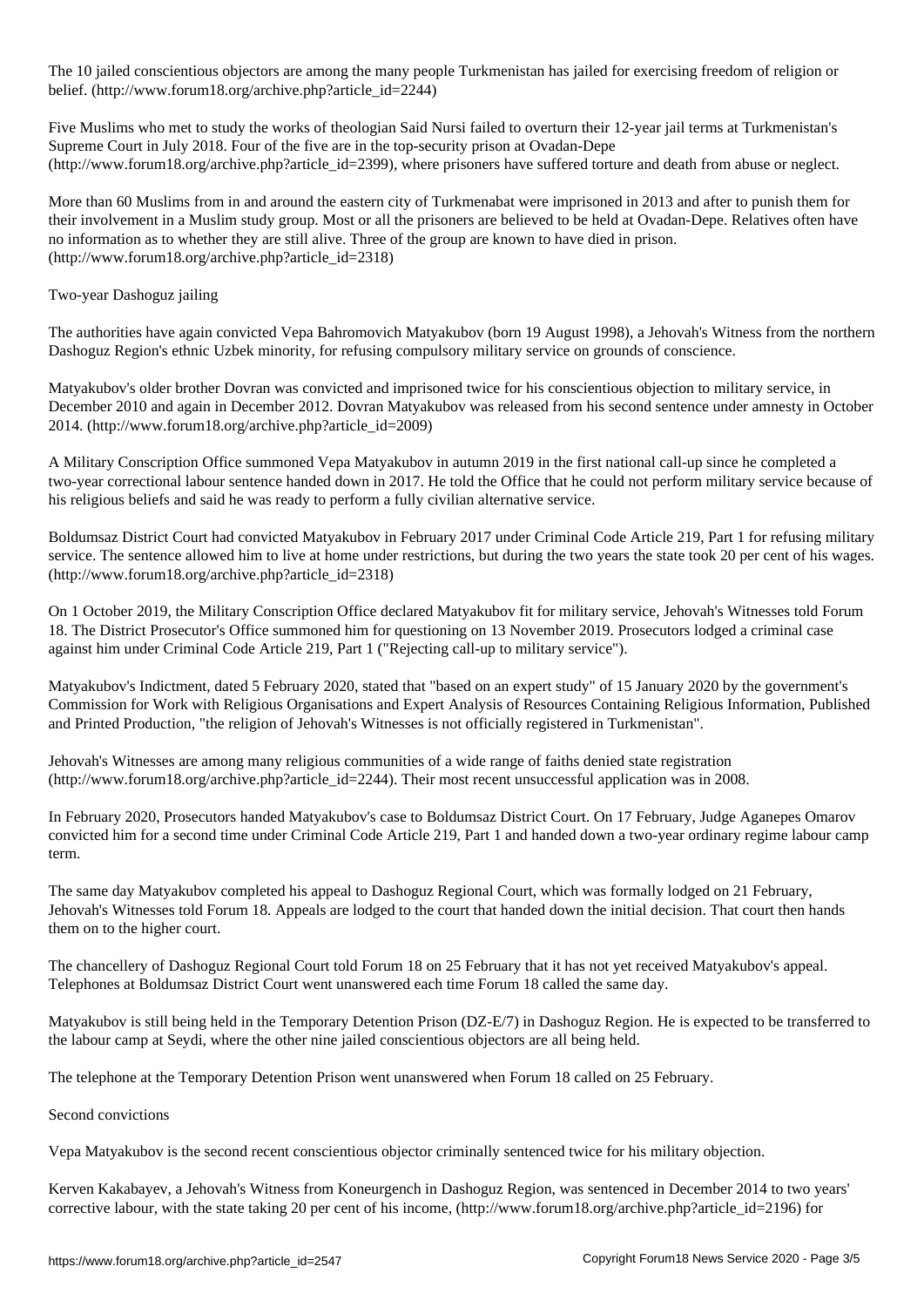The 10 jailed conscientious objectors are among the many people Turkmenistan has jailed for exercising freedom of religion or belief. (http://www.forum18.org/archive.php?article_id=2244)

Five Muslims who met to study the works of theologian Said Nursi failed to overturn their 12-year jail terms at Turkmenistan's Supreme Court in July 2018. Four of the five are in the top-security prison at Ovadan-Depe (http://www.forum18.org/archive.php?article_id=2399), where prisoners have suffered torture and death from abuse or neglect.

More than 60 Muslims from in and around the eastern city of Turkmenabat were imprisoned in 2013 and after to punish them for their involvement in a Muslim study group. Most or all the prisoners are believed to be held at Ovadan-Depe. Relatives often have no information as to whether they are still alive. Three of the group are known to have died in prison. (http://www.forum18.org/archive.php?article_id=2318)

## Two-year Dashoguz jailing

The authorities have again convicted Vepa Bahromovich Matyakubov (born 19 August 1998), a Jehovah's Witness from the northern Dashoguz Region's ethnic Uzbek minority, for refusing compulsory military service on grounds of conscience.

Matyakubov's older brother Dovran was convicted and imprisoned twice for his conscientious objection to military service, in December 2010 and again in December 2012. Dovran Matyakubov was released from his second sentence under amnesty in October 2014. (http://www.forum18.org/archive.php?article_id=2009)

A Military Conscription Office summoned Vepa Matyakubov in autumn 2019 in the first national call-up since he completed a two-year correctional labour sentence handed down in 2017. He told the Office that he could not perform military service because of his religious beliefs and said he was ready to perform a fully civilian alternative service.

Boldumsaz District Court had convicted Matyakubov in February 2017 under Criminal Code Article 219, Part 1 for refusing military service. The sentence allowed him to live at home under restrictions, but during the two years the state took 20 per cent of his wages. (http://www.forum18.org/archive.php?article_id=2318)

On 1 October 2019, the Military Conscription Office declared Matyakubov fit for military service, Jehovah's Witnesses told Forum 18. The District Prosecutor's Office summoned him for questioning on 13 November 2019. Prosecutors lodged a criminal case against him under Criminal Code Article 219, Part 1 ("Rejecting call-up to military service").

Matyakubov's Indictment, dated 5 February 2020, stated that "based on an expert study" of 15 January 2020 by the government's Commission for Work with Religious Organisations and Expert Analysis of Resources Containing Religious Information, Published and Printed Production, "the religion of Jehovah's Witnesses is not officially registered in Turkmenistan".

Jehovah's Witnesses are among many religious communities of a wide range of faiths denied state registration (http://www.forum18.org/archive.php?article_id=2244). Their most recent unsuccessful application was in 2008.

In February 2020, Prosecutors handed Matyakubov's case to Boldumsaz District Court. On 17 February, Judge Aganepes Omarov convicted him for a second time under Criminal Code Article 219, Part 1 and handed down a two-year ordinary regime labour camp term.

The same day Matyakubov completed his appeal to Dashoguz Regional Court, which was formally lodged on 21 February, Jehovah's Witnesses told Forum 18. Appeals are lodged to the court that handed down the initial decision. That court then hands them on to the higher court.

The chancellery of Dashoguz Regional Court told Forum 18 on 25 February that it has not yet received Matyakubov's appeal. Telephones at Boldumsaz District Court went unanswered each time Forum 18 called the same day.

Matyakubov is still being held in the Temporary Detention Prison (DZ-E/7) in Dashoguz Region. He is expected to be transferred to the labour camp at Seydi, where the other nine jailed conscientious objectors are all being held.

The telephone at the Temporary Detention Prison went unanswered when Forum 18 called on 25 February.

## Second convictions

Vepa Matyakubov is the second recent conscientious objector criminally sentenced twice for his military objection.

Kerven Kakabayev, a Jehovah's Witness from Koneurgench in Dashoguz Region, was sentenced in December 2014 to two years' corrective labour, with the state taking 20 per cent of his income, (http://www.forum18.org/archive.php?article_id=2196) for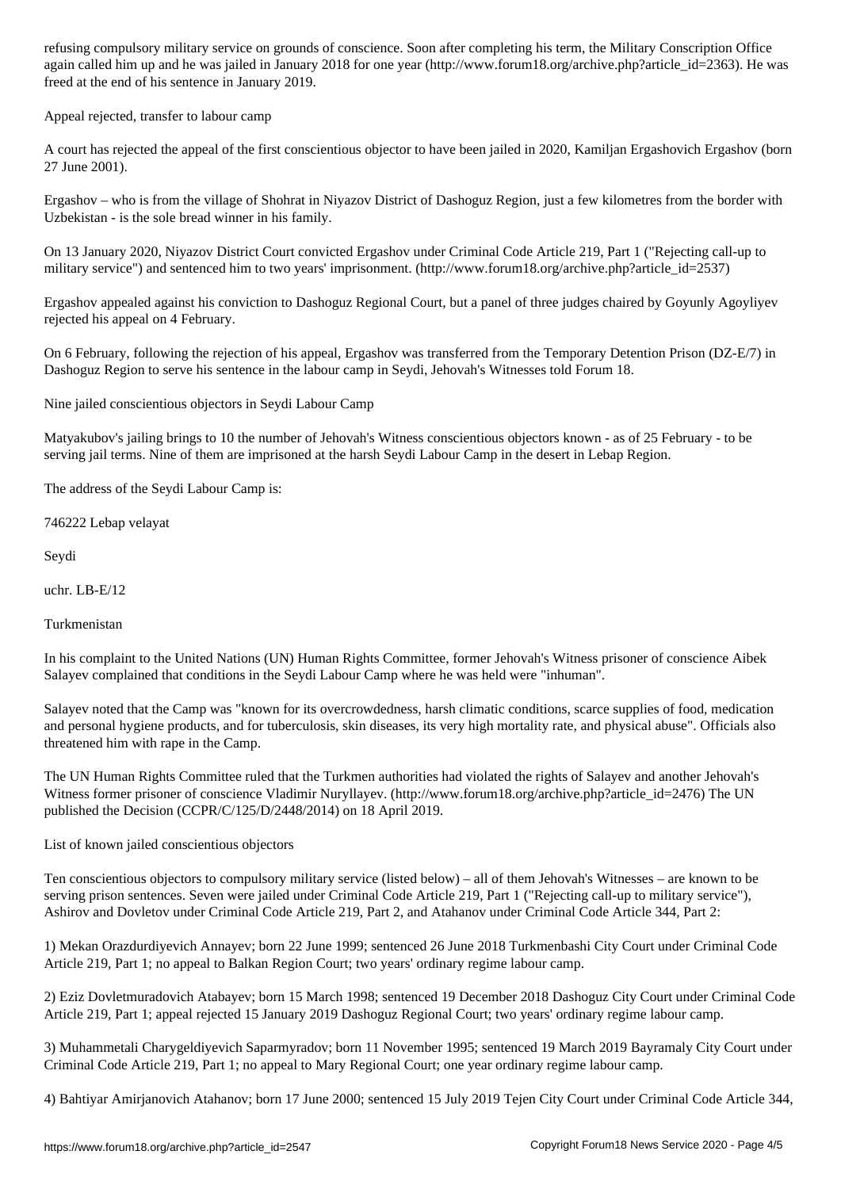refusing compulsory military service on grounds of conscience. Soon after completing his term, the Military Conscription Office again called him up and he was jailed in January 2018 for one year (http://www.forum18.org/archive.php?article_id=2363). He was freed at the end of his sentence in January 2019.

## Appeal rejected, transfer to labour camp

A court has rejected the appeal of the first conscientious objector to have been jailed in 2020, Kamiljan Ergashovich Ergashov (born 27 June 2001).

Ergashov – who is from the village of Shohrat in Niyazov District of Dashoguz Region, just a few kilometres from the border with Uzbekistan - is the sole bread winner in his family.

On 13 January 2020, Niyazov District Court convicted Ergashov under Criminal Code Article 219, Part 1 ("Rejecting call-up to military service") and sentenced him to two years' imprisonment. (http://www.forum18.org/archive.php?article_id=2537)

Ergashov appealed against his conviction to Dashoguz Regional Court, but a panel of three judges chaired by Goyunly Agoyliyev rejected his appeal on 4 February.

On 6 February, following the rejection of his appeal, Ergashov was transferred from the Temporary Detention Prison (DZ-E/7) in Dashoguz Region to serve his sentence in the labour camp in Seydi, Jehovah's Witnesses told Forum 18.

## Nine jailed conscientious objectors in Seydi Labour Camp

Matyakubov's jailing brings to 10 the number of Jehovah's Witness conscientious objectors known - as of 25 February - to be serving jail terms. Nine of them are imprisoned at the harsh Seydi Labour Camp in the desert in Lebap Region.

The address of the Seydi Labour Camp is:

746222 Lebap velayat

Seydi

uchr. LB-E/12

Turkmenistan

In his complaint to the United Nations (UN) Human Rights Committee, former Jehovah's Witness prisoner of conscience Aibek Salayev complained that conditions in the Seydi Labour Camp where he was held were "inhuman".

Salayev noted that the Camp was "known for its overcrowdedness, harsh climatic conditions, scarce supplies of food, medication and personal hygiene products, and for tuberculosis, skin diseases, its very high mortality rate, and physical abuse". Officials also threatened him with rape in the Camp.

The UN Human Rights Committee ruled that the Turkmen authorities had violated the rights of Salayev and another Jehovah's Witness former prisoner of conscience Vladimir Nuryllayev. (http://www.forum18.org/archive.php?article_id=2476) The UN published the Decision (CCPR/C/125/D/2448/2014) on 18 April 2019.

## List of known jailed conscientious objectors

Ten conscientious objectors to compulsory military service (listed below) – all of them Jehovah's Witnesses – are known to be serving prison sentences. Seven were jailed under Criminal Code Article 219, Part 1 ("Rejecting call-up to military service"), Ashirov and Dovletov under Criminal Code Article 219, Part 2, and Atahanov under Criminal Code Article 344, Part 2:

1) Mekan Orazdurdiyevich Annayev; born 22 June 1999; sentenced 26 June 2018 Turkmenbashi City Court under Criminal Code Article 219, Part 1; no appeal to Balkan Region Court; two years' ordinary regime labour camp.

2) Eziz Dovletmuradovich Atabayev; born 15 March 1998; sentenced 19 December 2018 Dashoguz City Court under Criminal Code Article 219, Part 1; appeal rejected 15 January 2019 Dashoguz Regional Court; two years' ordinary regime labour camp.

3) Muhammetali Charygeldiyevich Saparmyradov; born 11 November 1995; sentenced 19 March 2019 Bayramaly City Court under Criminal Code Article 219, Part 1; no appeal to Mary Regional Court; one year ordinary regime labour camp.

4) Bahtiyar Amirjanovich Atahanov; born 17 June 2000; sentenced 15 July 2019 Tejen City Court under Criminal Code Article 344,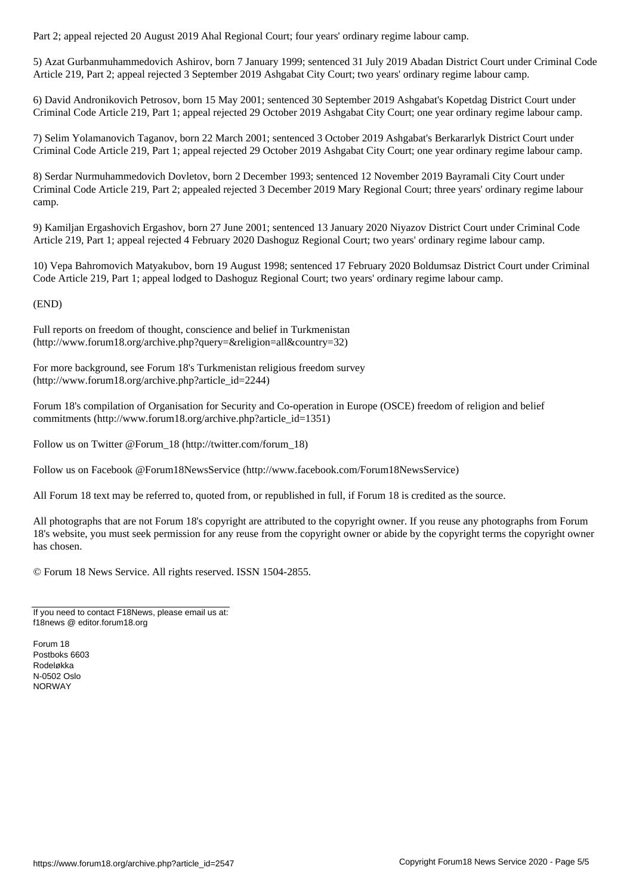Part 2; appeal rejected 20 August 2019 Ahal Regional Court; four years' ordinary regime labour camp.

5) Azat Gurbanmuhammedovich Ashirov, born 7 January 1999; sentenced 31 July 2019 Abadan District Court under Criminal Code Article 219, Part 2; appeal rejected 3 September 2019 Ashgabat City Court; two years' ordinary regime labour camp.

6) David Andronikovich Petrosov, born 15 May 2001; sentenced 30 September 2019 Ashgabat's Kopetdag District Court under Criminal Code Article 219, Part 1; appeal rejected 29 October 2019 Ashgabat City Court; one year ordinary regime labour camp.

7) Selim Yolamanovich Taganov, born 22 March 2001; sentenced 3 October 2019 Ashgabat's Berkararlyk District Court under Criminal Code Article 219, Part 1; appeal rejected 29 October 2019 Ashgabat City Court; one year ordinary regime labour camp.

8) Serdar Nurmuhammedovich Dovletov, born 2 December 1993; sentenced 12 November 2019 Bayramali City Court under Criminal Code Article 219, Part 2; appealed rejected 3 December 2019 Mary Regional Court; three years' ordinary regime labour camp.

9) Kamiljan Ergashovich Ergashov, born 27 June 2001; sentenced 13 January 2020 Niyazov District Court under Criminal Code Article 219, Part 1; appeal rejected 4 February 2020 Dashoguz Regional Court; two years' ordinary regime labour camp.

10) Vepa Bahromovich Matyakubov, born 19 August 1998; sentenced 17 February 2020 Boldumsaz District Court under Criminal Code Article 219, Part 1; appeal lodged to Dashoguz Regional Court; two years' ordinary regime labour camp.

(END)

Full reports on freedom of thought, conscience and belief in Turkmenistan (http://www.forum18.org/archive.php?query=&religion=all&country=32)

For more background, see Forum 18's Turkmenistan religious freedom survey (http://www.forum18.org/archive.php?article_id=2244)

Forum 18's compilation of Organisation for Security and Co-operation in Europe (OSCE) freedom of religion and belief commitments (http://www.forum18.org/archive.php?article_id=1351)

Follow us on Twitter @Forum_18 (http://twitter.com/forum_18)

Follow us on Facebook @Forum18NewsService (http://www.facebook.com/Forum18NewsService)

All Forum 18 text may be referred to, quoted from, or republished in full, if Forum 18 is credited as the source.

All photographs that are not Forum 18's copyright are attributed to the copyright owner. If you reuse any photographs from Forum 18's website, you must seek permission for any reuse from the copyright owner or abide by the copyright terms the copyright owner has chosen.

© Forum 18 News Service. All rights reserved. ISSN 1504-2855.

If you need to contact F18News, please email us at:
f18news @ editor.forum18.org

Forum 18
Postboks 6603
Rodeløkka
N-0502 Oslo
NORWAY